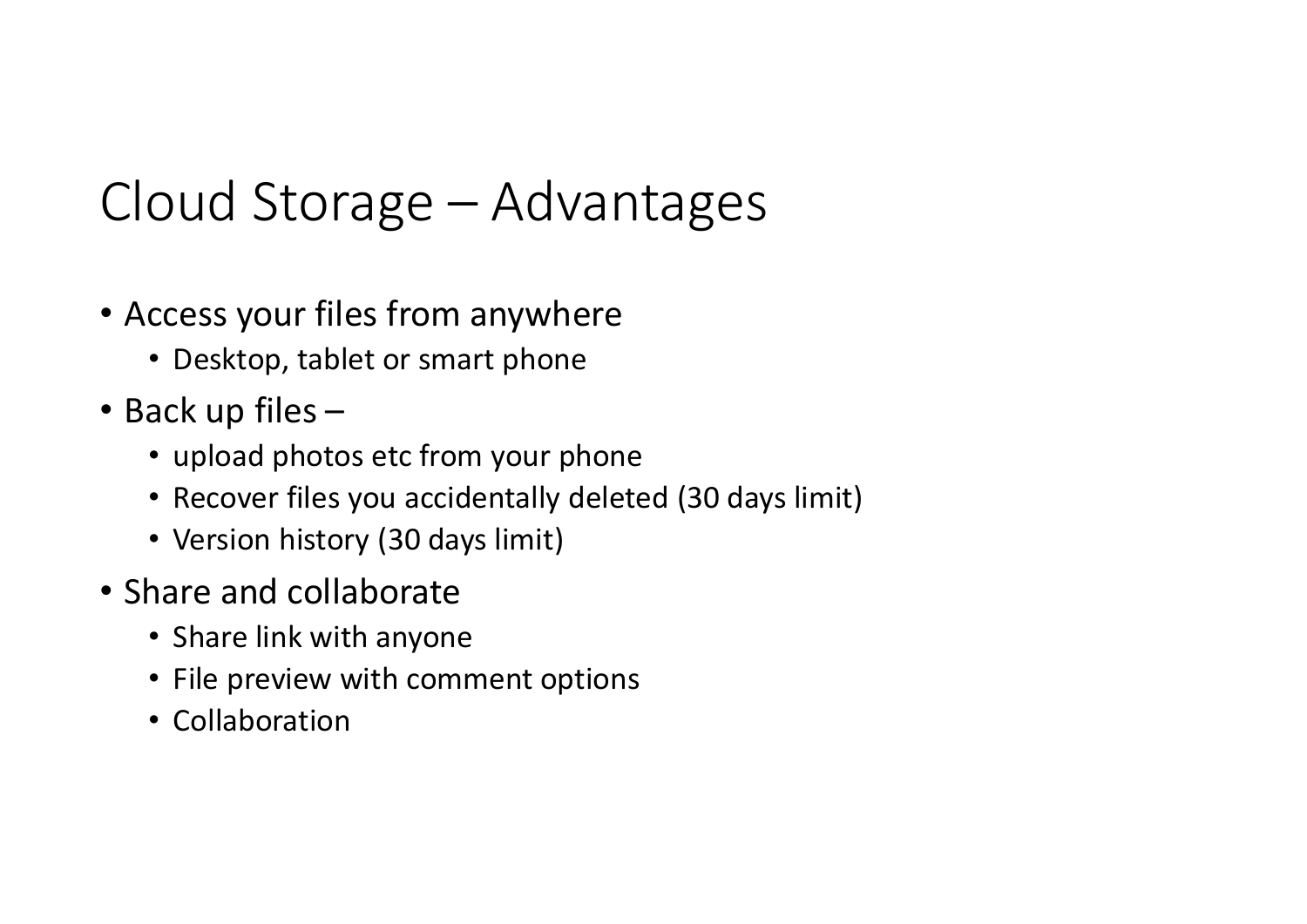# Cloud Storage – Advantages

- Access your files from anywhere
  - Desktop, tablet or smart phone
- Back up files –
  - upload photos etc from your phone
  - Recover files you accidentally deleted (30 days limit)
  - Version history (30 days limit)
- Share and collaborate
  - Share link with anyone
  - File preview with comment options
  - Collaboration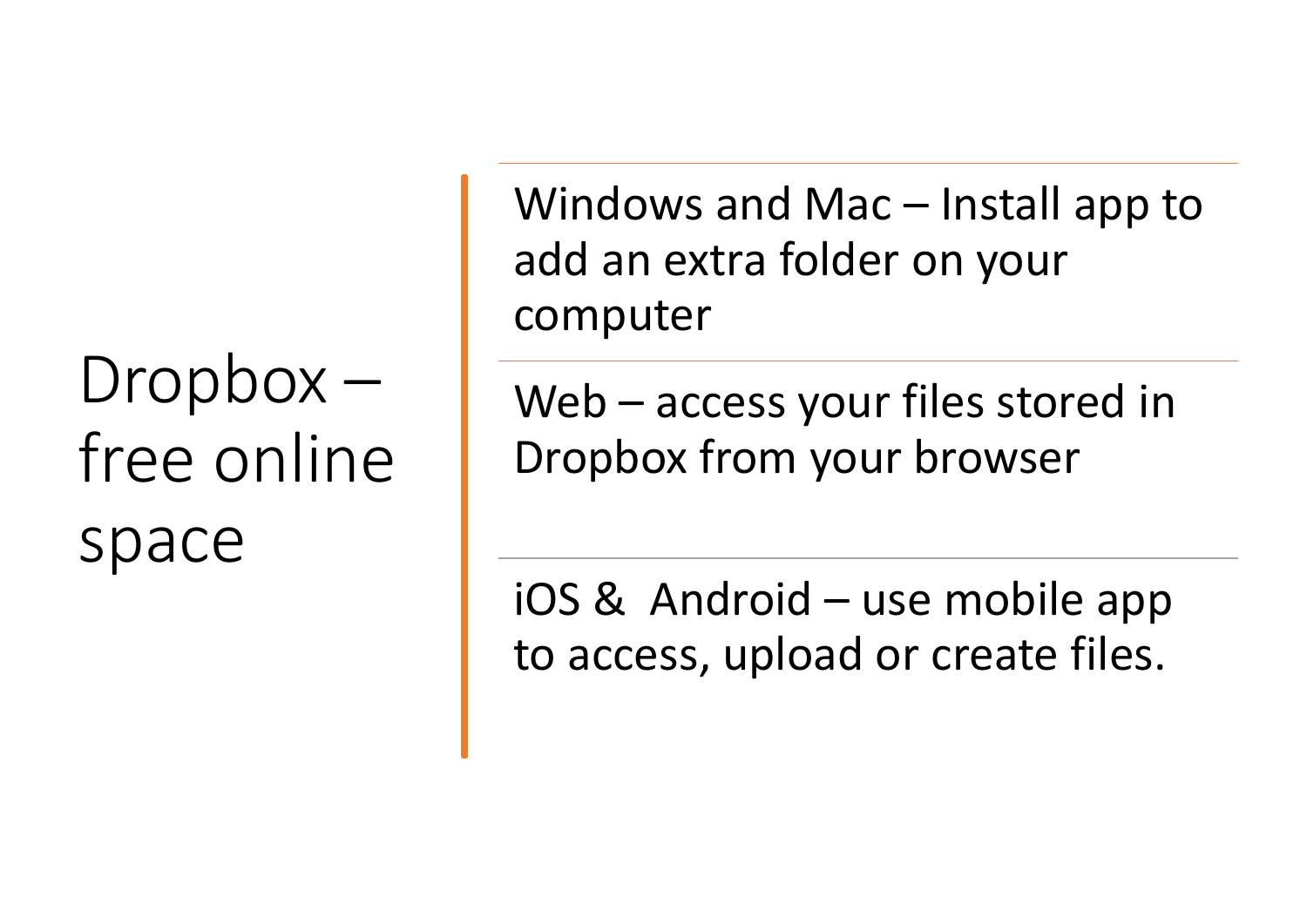# Dropbox – free online space

- Windows and Mac – Install app to add an extra folder on your computer
- Web – access your files stored in Dropbox from your browser
- iOS &  Android – use mobile app to access, upload or create files.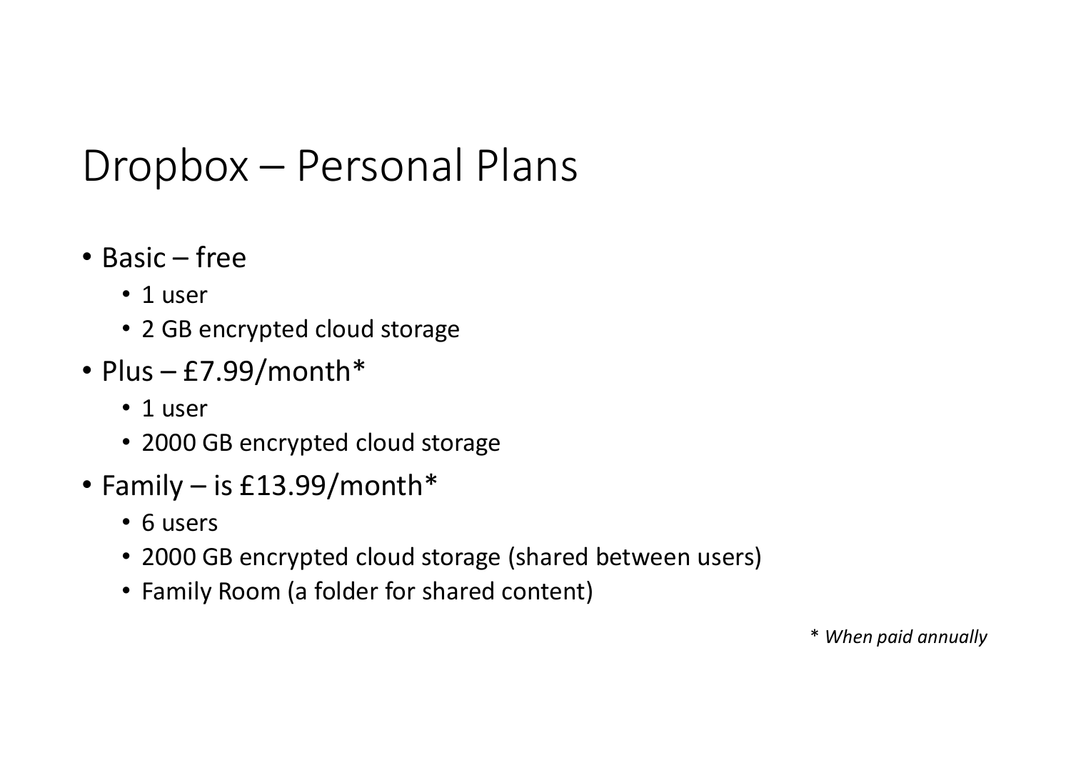# Dropbox – Personal Plans

- Basic – free
  - 1 user
  - 2 GB encrypted cloud storage
- Plus – £7.99/month*
  - 1 user
  - 2000 GB encrypted cloud storage
- Family – is £13.99/month*
  - 6 users
  - 2000 GB encrypted cloud storage (shared between users)
  - Family Room (a folder for shared content)

*\* When paid annually*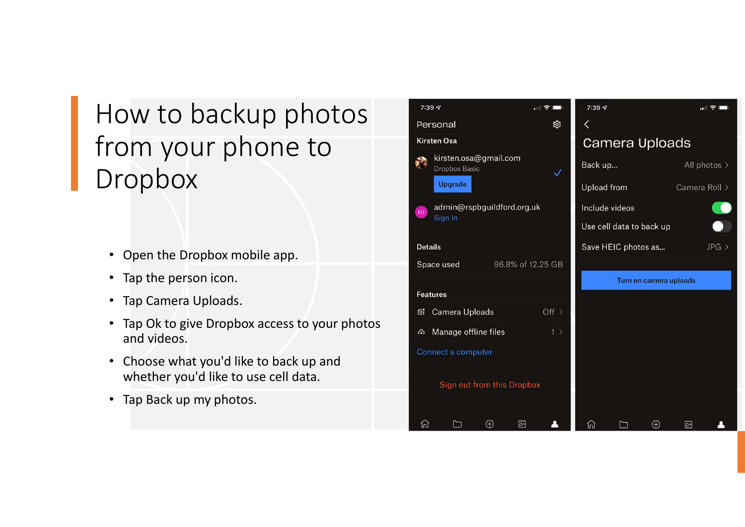# How to backup photos from your phone to Dropbox

- Open the Dropbox mobile app.
- Tap the person icon.
- Tap Camera Uploads.
- Tap Ok to give Dropbox access to your photos and videos.
- Choose what you'd like to back up and whether you'd like to use cell data.
- Tap Back up my photos.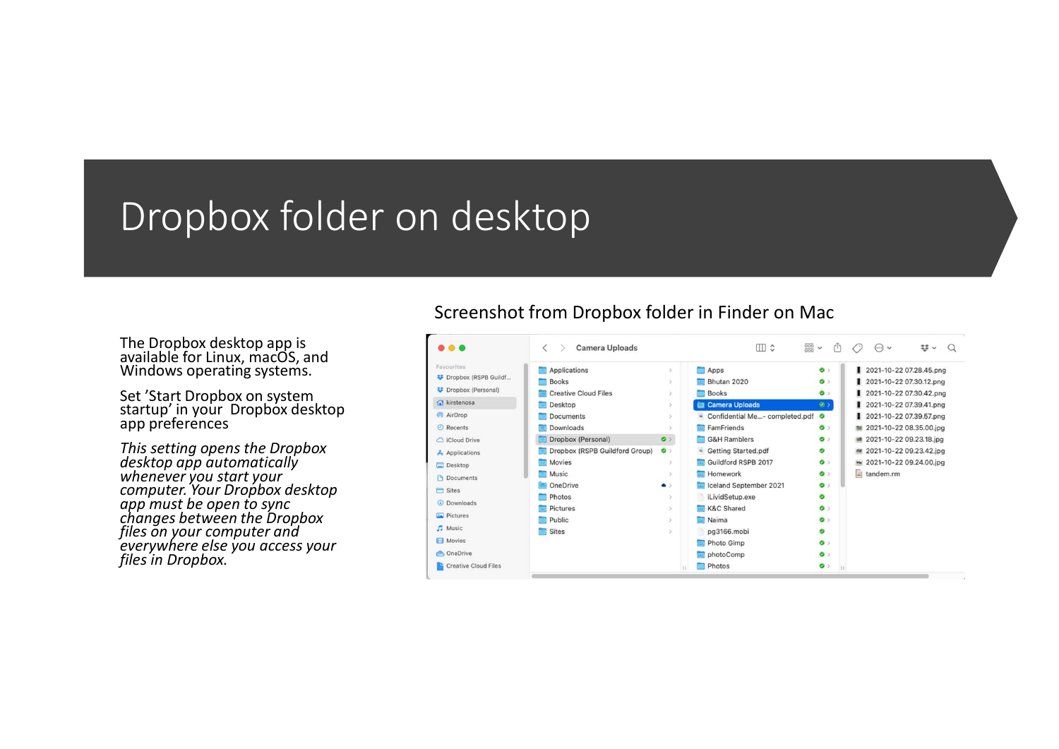# Dropbox folder on desktop

The Dropbox desktop app is available for Linux, macOS, and Windows operating systems.

Set 'Start Dropbox on system startup' in your Dropbox desktop app preferences

*This setting opens the Dropbox desktop app automatically whenever you start your computer. Your Dropbox desktop app must be open to sync changes between the Dropbox files on your computer and everywhere else you access your files in Dropbox.*

Screenshot from Dropbox folder in Finder on Mac